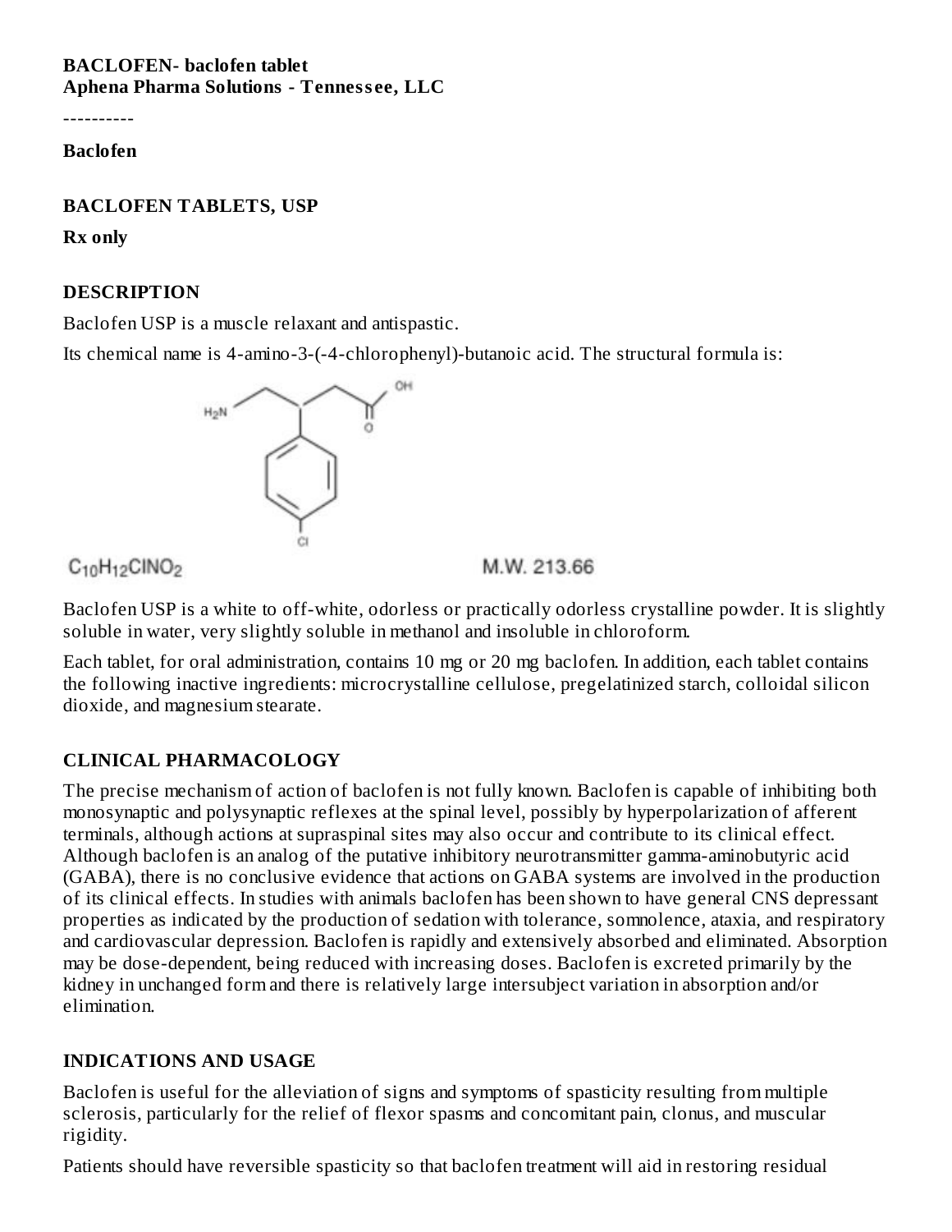**BACLOFEN- baclofen tablet**
**Aphena Pharma Solutions - Tennessee, LLC**

----------

**Baclofen**

**BACLOFEN TABLETS, USP**

**Rx only**

## DESCRIPTION

Baclofen USP is a muscle relaxant and antispastic.

Its chemical name is 4-amino-3-(-4-chlorophenyl)-butanoic acid. The structural formula is:

$C_{10}H_{12}ClNO_2$ M.W. 213.66

Baclofen USP is a white to off-white, odorless or practically odorless crystalline powder. It is slightly soluble in water, very slightly soluble in methanol and insoluble in chloroform.

Each tablet, for oral administration, contains 10 mg or 20 mg baclofen. In addition, each tablet contains the following inactive ingredients: microcrystalline cellulose, pregelatinized starch, colloidal silicon dioxide, and magnesium stearate.

## CLINICAL PHARMACOLOGY

The precise mechanism of action of baclofen is not fully known. Baclofen is capable of inhibiting both monosynaptic and polysynaptic reflexes at the spinal level, possibly by hyperpolarization of afferent terminals, although actions at supraspinal sites may also occur and contribute to its clinical effect. Although baclofen is an analog of the putative inhibitory neurotransmitter gamma-aminobutyric acid (GABA), there is no conclusive evidence that actions on GABA systems are involved in the production of its clinical effects. In studies with animals baclofen has been shown to have general CNS depressant properties as indicated by the production of sedation with tolerance, somnolence, ataxia, and respiratory and cardiovascular depression. Baclofen is rapidly and extensively absorbed and eliminated. Absorption may be dose-dependent, being reduced with increasing doses. Baclofen is excreted primarily by the kidney in unchanged form and there is relatively large intersubject variation in absorption and/or elimination.

## INDICATIONS AND USAGE

Baclofen is useful for the alleviation of signs and symptoms of spasticity resulting from multiple sclerosis, particularly for the relief of flexor spasms and concomitant pain, clonus, and muscular rigidity.

Patients should have reversible spasticity so that baclofen treatment will aid in restoring residual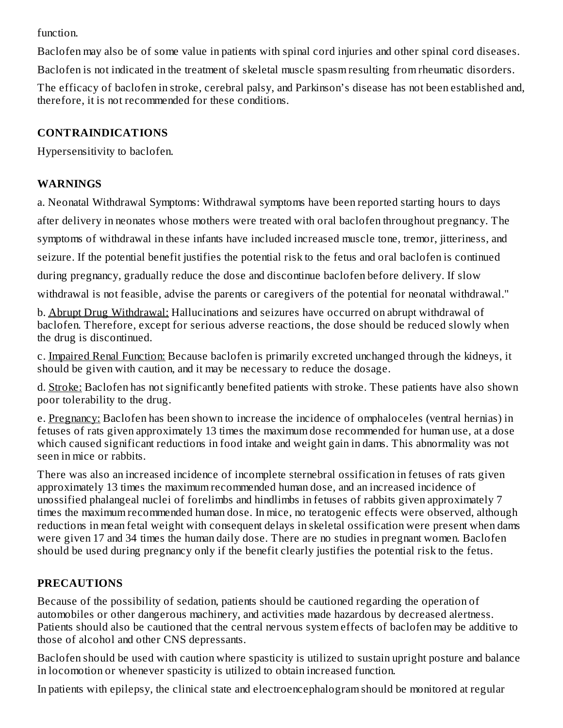function.

Baclofen may also be of some value in patients with spinal cord injuries and other spinal cord diseases.

Baclofen is not indicated in the treatment of skeletal muscle spasm resulting from rheumatic disorders.

The efficacy of baclofen in stroke, cerebral palsy, and Parkinson's disease has not been established and, therefore, it is not recommended for these conditions.

## CONTRAINDICATIONS

Hypersensitivity to baclofen.

## WARNINGS

a. Neonatal Withdrawal Symptoms: Withdrawal symptoms have been reported starting hours to days after delivery in neonates whose mothers were treated with oral baclofen throughout pregnancy. The symptoms of withdrawal in these infants have included increased muscle tone, tremor, jitteriness, and seizure. If the potential benefit justifies the potential risk to the fetus and oral baclofen is continued during pregnancy, gradually reduce the dose and discontinue baclofen before delivery. If slow withdrawal is not feasible, advise the parents or caregivers of the potential for neonatal withdrawal."

b. Abrupt Drug Withdrawal: Hallucinations and seizures have occurred on abrupt withdrawal of baclofen. Therefore, except for serious adverse reactions, the dose should be reduced slowly when the drug is discontinued.

c. Impaired Renal Function: Because baclofen is primarily excreted unchanged through the kidneys, it should be given with caution, and it may be necessary to reduce the dosage.

d. Stroke: Baclofen has not significantly benefited patients with stroke. These patients have also shown poor tolerability to the drug.

e. Pregnancy: Baclofen has been shown to increase the incidence of omphaloceles (ventral hernias) in fetuses of rats given approximately 13 times the maximum dose recommended for human use, at a dose which caused significant reductions in food intake and weight gain in dams. This abnormality was not seen in mice or rabbits.

There was also an increased incidence of incomplete sternebral ossification in fetuses of rats given approximately 13 times the maximum recommended human dose, and an increased incidence of unossified phalangeal nuclei of forelimbs and hindlimbs in fetuses of rabbits given approximately 7 times the maximum recommended human dose. In mice, no teratogenic effects were observed, although reductions in mean fetal weight with consequent delays in skeletal ossification were present when dams were given 17 and 34 times the human daily dose. There are no studies in pregnant women. Baclofen should be used during pregnancy only if the benefit clearly justifies the potential risk to the fetus.

## PRECAUTIONS

Because of the possibility of sedation, patients should be cautioned regarding the operation of automobiles or other dangerous machinery, and activities made hazardous by decreased alertness. Patients should also be cautioned that the central nervous system effects of baclofen may be additive to those of alcohol and other CNS depressants.

Baclofen should be used with caution where spasticity is utilized to sustain upright posture and balance in locomotion or whenever spasticity is utilized to obtain increased function.

In patients with epilepsy, the clinical state and electroencephalogram should be monitored at regular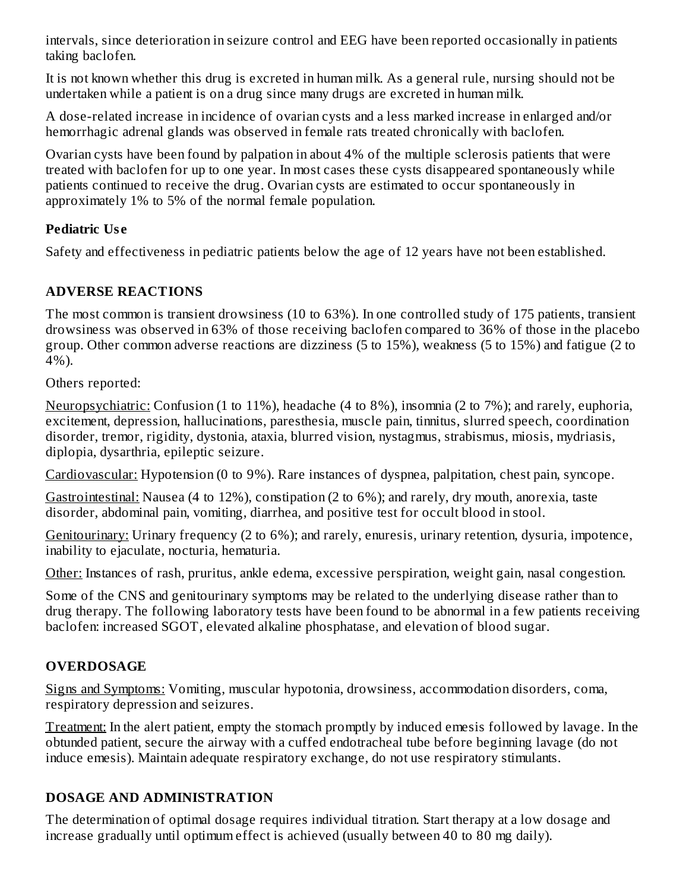intervals, since deterioration in seizure control and EEG have been reported occasionally in patients taking baclofen.

It is not known whether this drug is excreted in human milk. As a general rule, nursing should not be undertaken while a patient is on a drug since many drugs are excreted in human milk.

A dose-related increase in incidence of ovarian cysts and a less marked increase in enlarged and/or hemorrhagic adrenal glands was observed in female rats treated chronically with baclofen.

Ovarian cysts have been found by palpation in about 4% of the multiple sclerosis patients that were treated with baclofen for up to one year. In most cases these cysts disappeared spontaneously while patients continued to receive the drug. Ovarian cysts are estimated to occur spontaneously in approximately 1% to 5% of the normal female population.

### Pediatric Use

Safety and effectiveness in pediatric patients below the age of 12 years have not been established.

## ADVERSE REACTIONS

The most common is transient drowsiness (10 to 63%). In one controlled study of 175 patients, transient drowsiness was observed in 63% of those receiving baclofen compared to 36% of those in the placebo group. Other common adverse reactions are dizziness (5 to 15%), weakness (5 to 15%) and fatigue (2 to 4%).

Others reported:

Neuropsychiatric: Confusion (1 to 11%), headache (4 to 8%), insomnia (2 to 7%); and rarely, euphoria, excitement, depression, hallucinations, paresthesia, muscle pain, tinnitus, slurred speech, coordination disorder, tremor, rigidity, dystonia, ataxia, blurred vision, nystagmus, strabismus, miosis, mydriasis, diplopia, dysarthria, epileptic seizure.

Cardiovascular: Hypotension (0 to 9%). Rare instances of dyspnea, palpitation, chest pain, syncope.

Gastrointestinal: Nausea (4 to 12%), constipation (2 to 6%); and rarely, dry mouth, anorexia, taste disorder, abdominal pain, vomiting, diarrhea, and positive test for occult blood in stool.

Genitourinary: Urinary frequency (2 to 6%); and rarely, enuresis, urinary retention, dysuria, impotence, inability to ejaculate, nocturia, hematuria.

Other: Instances of rash, pruritus, ankle edema, excessive perspiration, weight gain, nasal congestion.

Some of the CNS and genitourinary symptoms may be related to the underlying disease rather than to drug therapy. The following laboratory tests have been found to be abnormal in a few patients receiving baclofen: increased SGOT, elevated alkaline phosphatase, and elevation of blood sugar.

## OVERDOSAGE

Signs and Symptoms: Vomiting, muscular hypotonia, drowsiness, accommodation disorders, coma, respiratory depression and seizures.

Treatment: In the alert patient, empty the stomach promptly by induced emesis followed by lavage. In the obtunded patient, secure the airway with a cuffed endotracheal tube before beginning lavage (do not induce emesis). Maintain adequate respiratory exchange, do not use respiratory stimulants.

## DOSAGE AND ADMINISTRATION

The determination of optimal dosage requires individual titration. Start therapy at a low dosage and increase gradually until optimum effect is achieved (usually between 40 to 80 mg daily).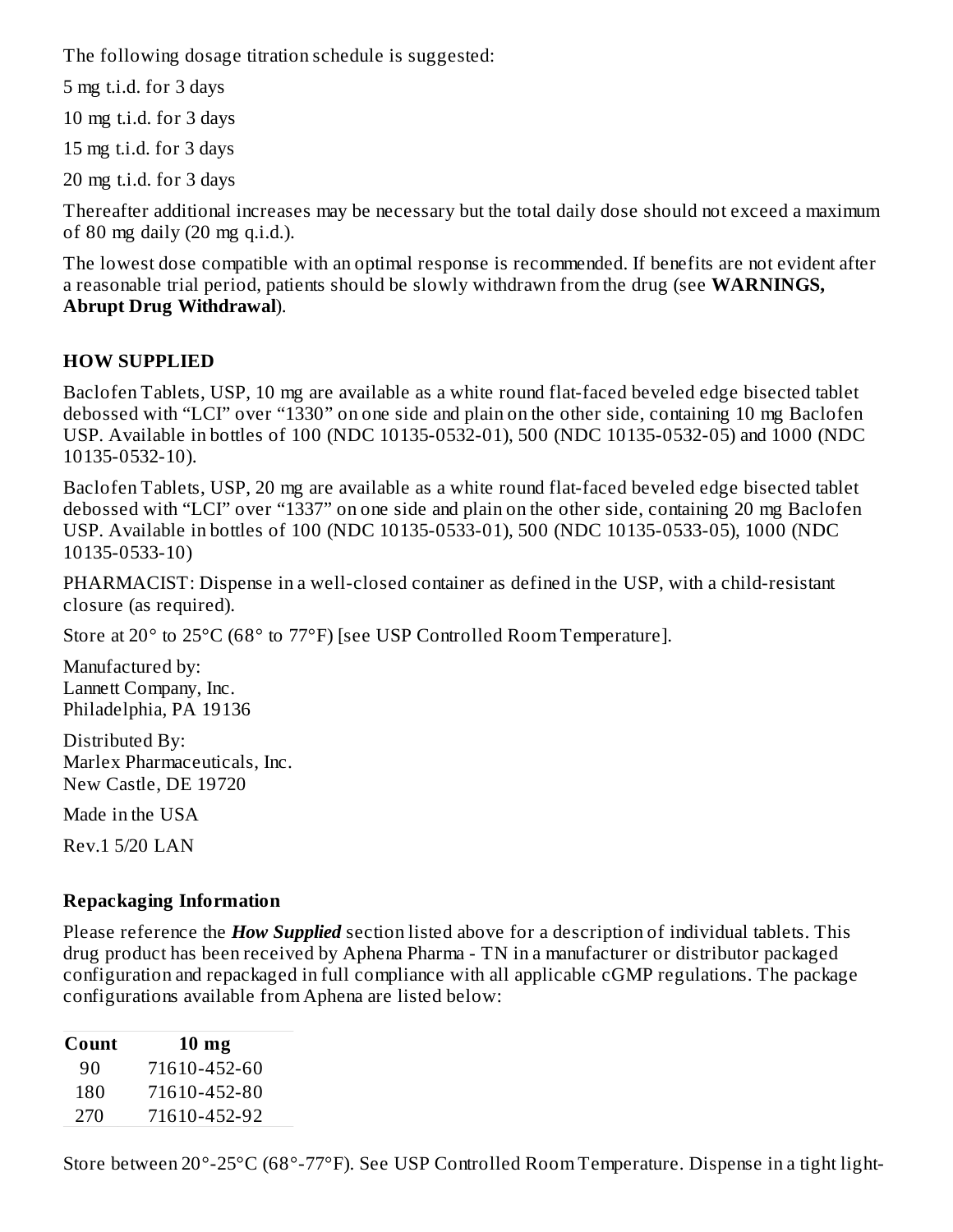The following dosage titration schedule is suggested:

5 mg t.i.d. for 3 days

10 mg t.i.d. for 3 days

15 mg t.i.d. for 3 days

20 mg t.i.d. for 3 days

Thereafter additional increases may be necessary but the total daily dose should not exceed a maximum of 80 mg daily (20 mg q.i.d.).

The lowest dose compatible with an optimal response is recommended. If benefits are not evident after a reasonable trial period, patients should be slowly withdrawn from the drug (see **WARNINGS, Abrupt Drug Withdrawal**).

## HOW SUPPLIED

Baclofen Tablets, USP, 10 mg are available as a white round flat-faced beveled edge bisected tablet debossed with "LCI" over "1330" on one side and plain on the other side, containing 10 mg Baclofen USP. Available in bottles of 100 (NDC 10135-0532-01), 500 (NDC 10135-0532-05) and 1000 (NDC 10135-0532-10).

Baclofen Tablets, USP, 20 mg are available as a white round flat-faced beveled edge bisected tablet debossed with "LCI" over "1337" on one side and plain on the other side, containing 20 mg Baclofen USP. Available in bottles of 100 (NDC 10135-0533-01), 500 (NDC 10135-0533-05), 1000 (NDC 10135-0533-10)

PHARMACIST: Dispense in a well-closed container as defined in the USP, with a child-resistant closure (as required).

Store at 20° to 25°C (68° to 77°F) [see USP Controlled Room Temperature].

Manufactured by:
Lannett Company, Inc.
Philadelphia, PA 19136

Distributed By:
Marlex Pharmaceuticals, Inc.
New Castle, DE 19720

Made in the USA

Rev.1 5/20 LAN

### Repackaging Information

Please reference the ***How Supplied*** section listed above for a description of individual tablets. This drug product has been received by Aphena Pharma - TN in a manufacturer or distributor packaged configuration and repackaged in full compliance with all applicable cGMP regulations. The package configurations available from Aphena are listed below:

| Count | 10 mg |
|---|---|
| 90 | 71610-452-60 |
| 180 | 71610-452-80 |
| 270 | 71610-452-92 |

Store between 20°-25°C (68°-77°F). See USP Controlled Room Temperature. Dispense in a tight light-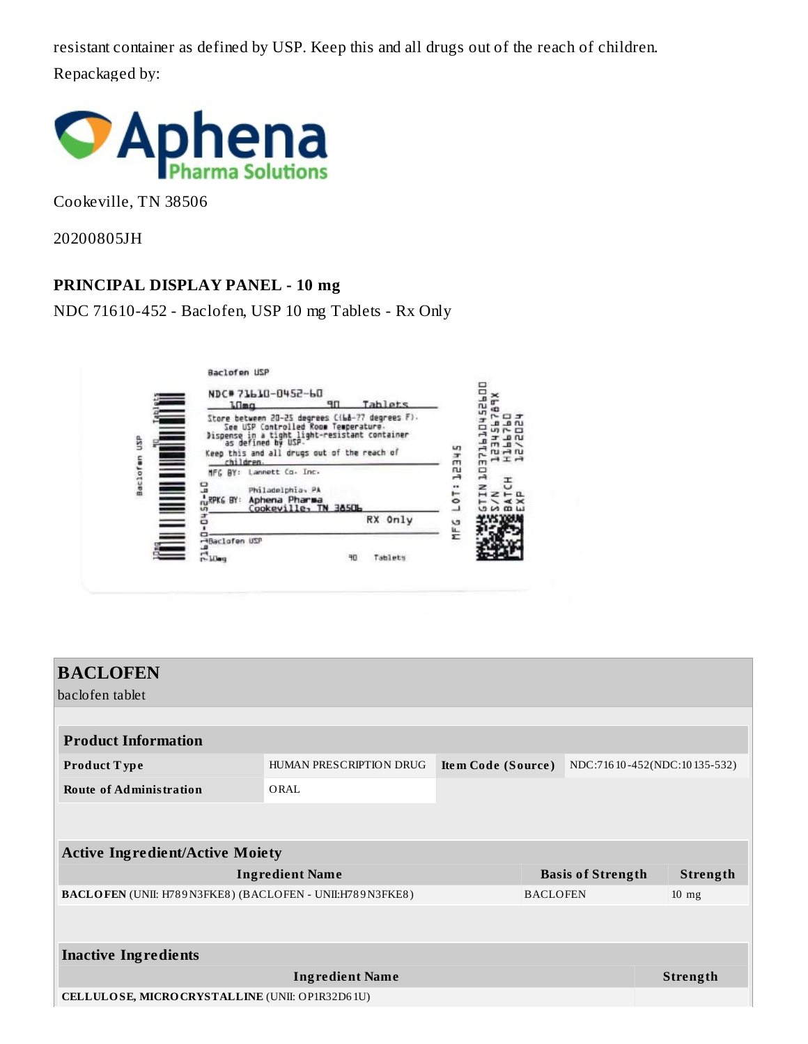resistant container as defined by USP. Keep this and all drugs out of the reach of children.

Repackaged by:

Aphena Pharma Solutions

Cookeville, TN 38506

20200805JH

**PRINCIPAL DISPLAY PANEL - 10 mg**

NDC 71610-452 - Baclofen, USP 10 mg Tablets - Rx Only

Baclofen USP

NDC# 71610-0452-60
10mg 90 Tablets

Store between 20-25 degrees C(68-77 degrees F).
See USP Controlled Room Temperature.
Dispense in a tight light-resistant container as defined by USP.
Keep this and all drugs out of the reach of children.

MFG BY: Lannett Co. Inc.
Philadelphia, PA

RPKG BY: Aphena Pharma
Cookeville, TN 38506

RX Only

Baclofen USP
10mg 90 Tablets

MFG LOT: 12345

GTIN 00371610452600
S/N 123456789X
BATCH H166760
EXP 12/2024

## BACLOFEN

baclofen tablet

| Product Information | | | |
|---|---|---|---|
| **Product Type** | HUMAN PRESCRIPTION DRUG | **Item Code (Source)** | NDC:71610-452(NDC:10135-532) |
| **Route of Administration** | ORAL | | |

| Active Ingredient/Active Moiety | | |
|---|---|---|
| **Ingredient Name** | **Basis of Strength** | **Strength** |
| **BACLOFEN** (UNII: H789N3FKE8) (BACLOFEN - UNII:H789N3FKE8) | BACLOFEN | 10 mg |

| Inactive Ingredients | |
|---|---|
| **Ingredient Name** | **Strength** |
| **CELLULOSE, MICROCRYSTALLINE** (UNII: OP1R32D61U) | |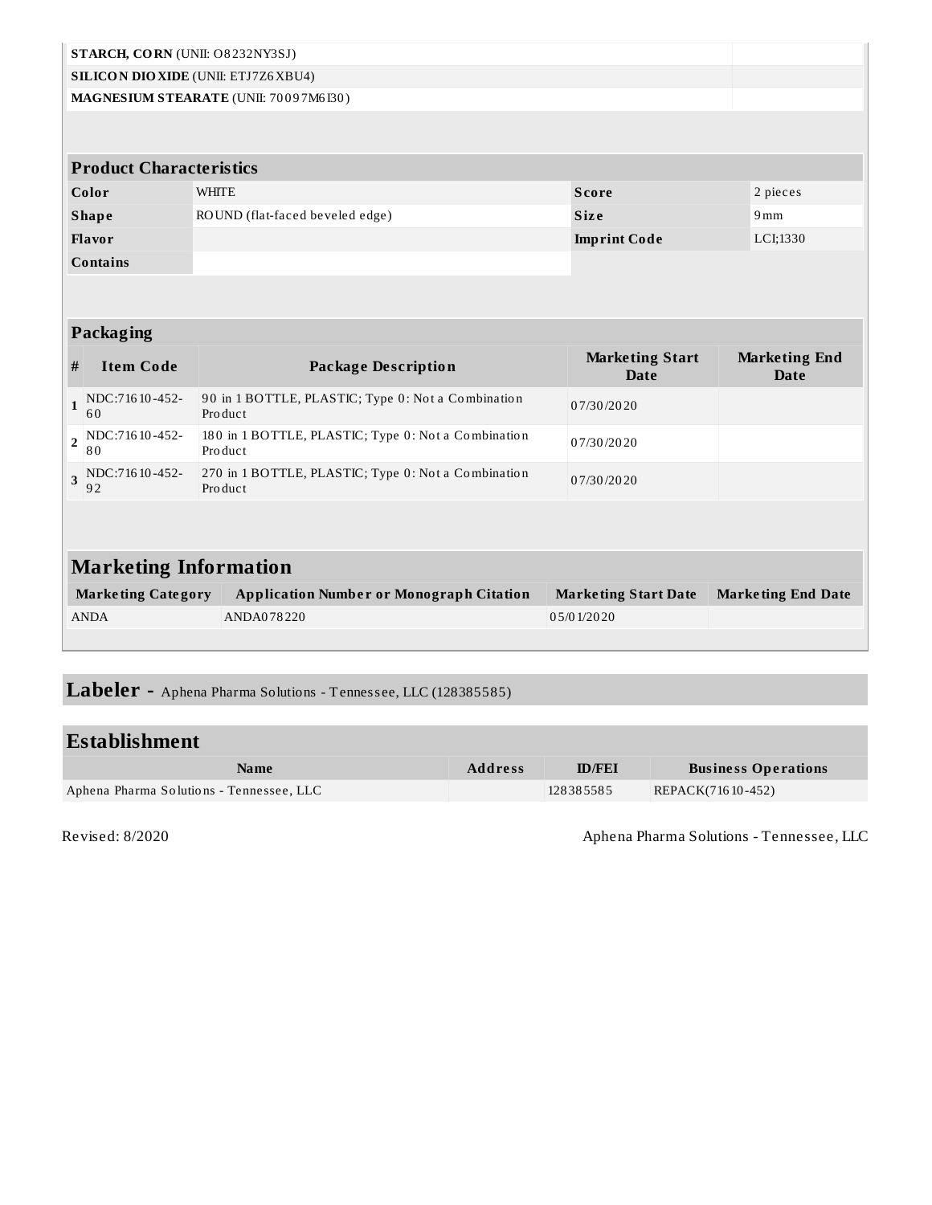| | |
|---|---|
| **STARCH, CORN** (UNII: O8232NY3SJ) | |
| **SILICON DIOXIDE** (UNII: ETJ7Z6XBU4) | |
| **MAGNESIUM STEARATE** (UNII: 70097M6I30) | |

| Product Characteristics | | | |
|---|---|---|---|
| **Color** | WHITE | **Score** | 2 pieces |
| **Shape** | ROUND (flat-faced beveled edge) | **Size** | 9mm |
| **Flavor** | | **Imprint Code** | LCI;1330 |
| **Contains** | | | |

**Packaging**

| # | Item Code | Package Description | Marketing Start Date | Marketing End Date |
|---|---|---|---|---|
| 1 | NDC:71610-452-60 | 90 in 1 BOTTLE, PLASTIC; Type 0: Not a Combination Product | 07/30/2020 | |
| 2 | NDC:71610-452-80 | 180 in 1 BOTTLE, PLASTIC; Type 0: Not a Combination Product | 07/30/2020 | |
| 3 | NDC:71610-452-92 | 270 in 1 BOTTLE, PLASTIC; Type 0: Not a Combination Product | 07/30/2020 | |

## Marketing Information

| Marketing Category | Application Number or Monograph Citation | Marketing Start Date | Marketing End Date |
|---|---|---|---|
| ANDA | ANDA078220 | 05/01/2020 | |

## Labeler - Aphena Pharma Solutions - Tennessee, LLC (128385585)

## Establishment

| Name | Address | ID/FEI | Business Operations |
|---|---|---|---|
| Aphena Pharma Solutions - Tennessee, LLC | | 128385585 | REPACK(71610-452) |

Revised: 8/2020

Aphena Pharma Solutions - Tennessee, LLC